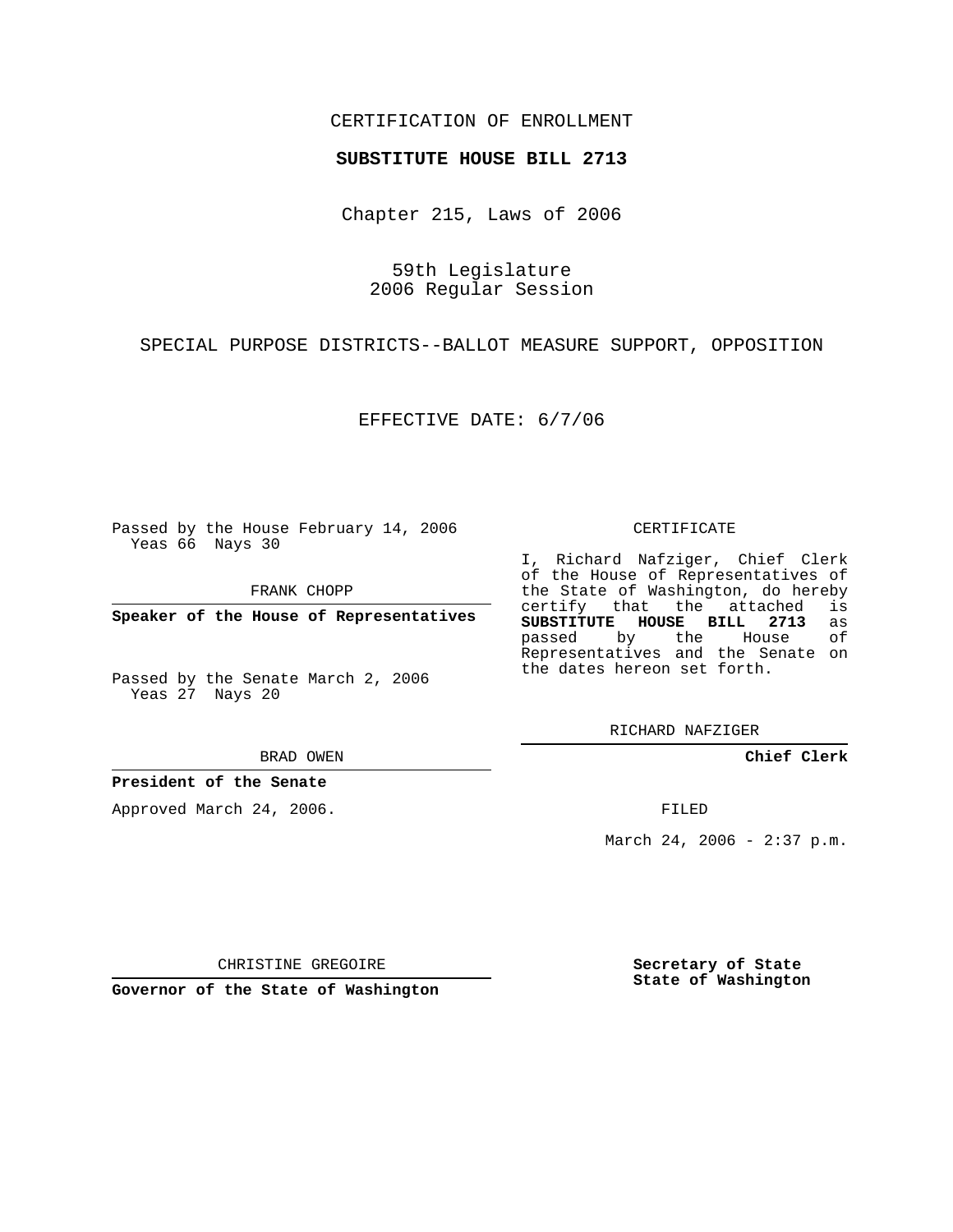CERTIFICATION OF ENROLLMENT

**SUBSTITUTE HOUSE BILL 2713**

Chapter 215, Laws of 2006

59th Legislature
2006 Regular Session

SPECIAL PURPOSE DISTRICTS--BALLOT MEASURE SUPPORT, OPPOSITION

EFFECTIVE DATE: 6/7/06

Passed by the House February 14, 2006
Yeas 66 Nays 30

FRANK CHOPP

**Speaker of the House of Representatives**

Passed by the Senate March 2, 2006
Yeas 27 Nays 20

BRAD OWEN

**President of the Senate**

Approved March 24, 2006.

CHRISTINE GREGOIRE

**Governor of the State of Washington**

CERTIFICATE

I, Richard Nafziger, Chief Clerk of the House of Representatives of the State of Washington, do hereby certify that the attached is **SUBSTITUTE HOUSE BILL 2713** as passed by the House of Representatives and the Senate on the dates hereon set forth.

RICHARD NAFZIGER

**Chief Clerk**

FILED

March 24, 2006 - 2:37 p.m.

**Secretary of State**
**State of Washington**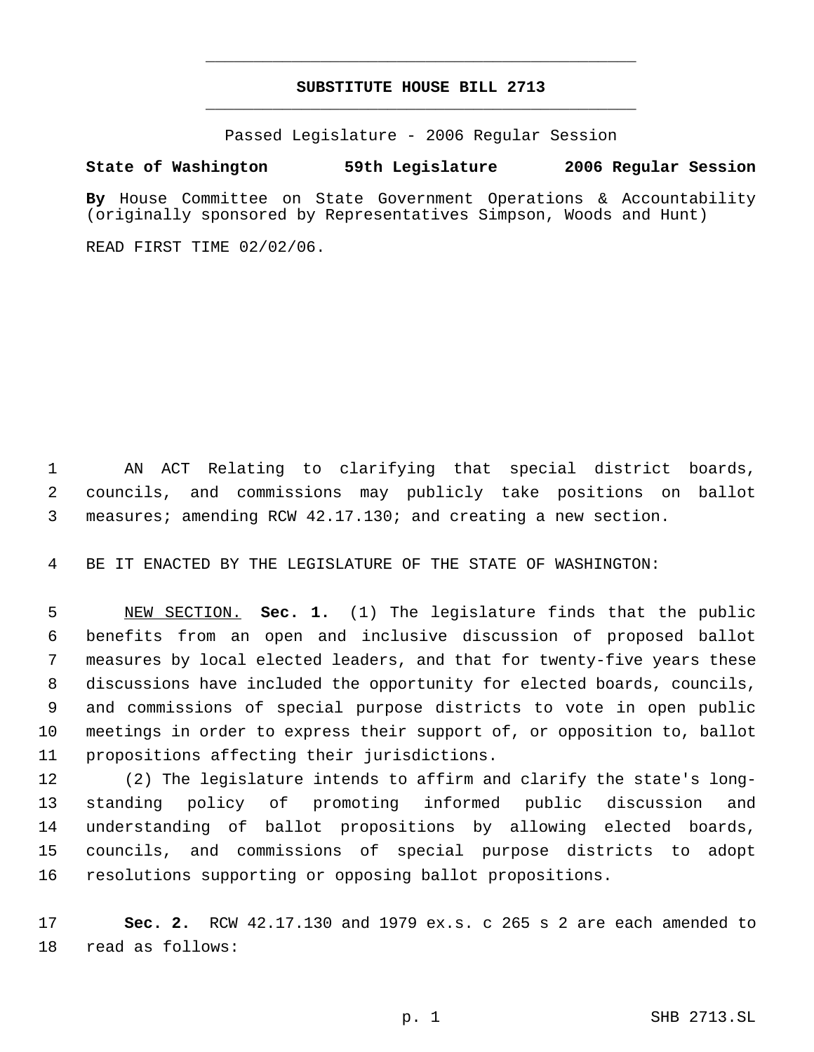# SUBSTITUTE HOUSE BILL 2713

Passed Legislature - 2006 Regular Session

**State of Washington 59th Legislature 2006 Regular Session**

**By** House Committee on State Government Operations & Accountability (originally sponsored by Representatives Simpson, Woods and Hunt)

READ FIRST TIME 02/02/06.

AN ACT Relating to clarifying that special district boards, councils, and commissions may publicly take positions on ballot measures; amending RCW 42.17.130; and creating a new section.

BE IT ENACTED BY THE LEGISLATURE OF THE STATE OF WASHINGTON:

NEW SECTION. **Sec. 1.** (1) The legislature finds that the public benefits from an open and inclusive discussion of proposed ballot measures by local elected leaders, and that for twenty-five years these discussions have included the opportunity for elected boards, councils, and commissions of special purpose districts to vote in open public meetings in order to express their support of, or opposition to, ballot propositions affecting their jurisdictions.

(2) The legislature intends to affirm and clarify the state's long-standing policy of promoting informed public discussion and understanding of ballot propositions by allowing elected boards, councils, and commissions of special purpose districts to adopt resolutions supporting or opposing ballot propositions.

**Sec. 2.** RCW 42.17.130 and 1979 ex.s. c 265 s 2 are each amended to read as follows: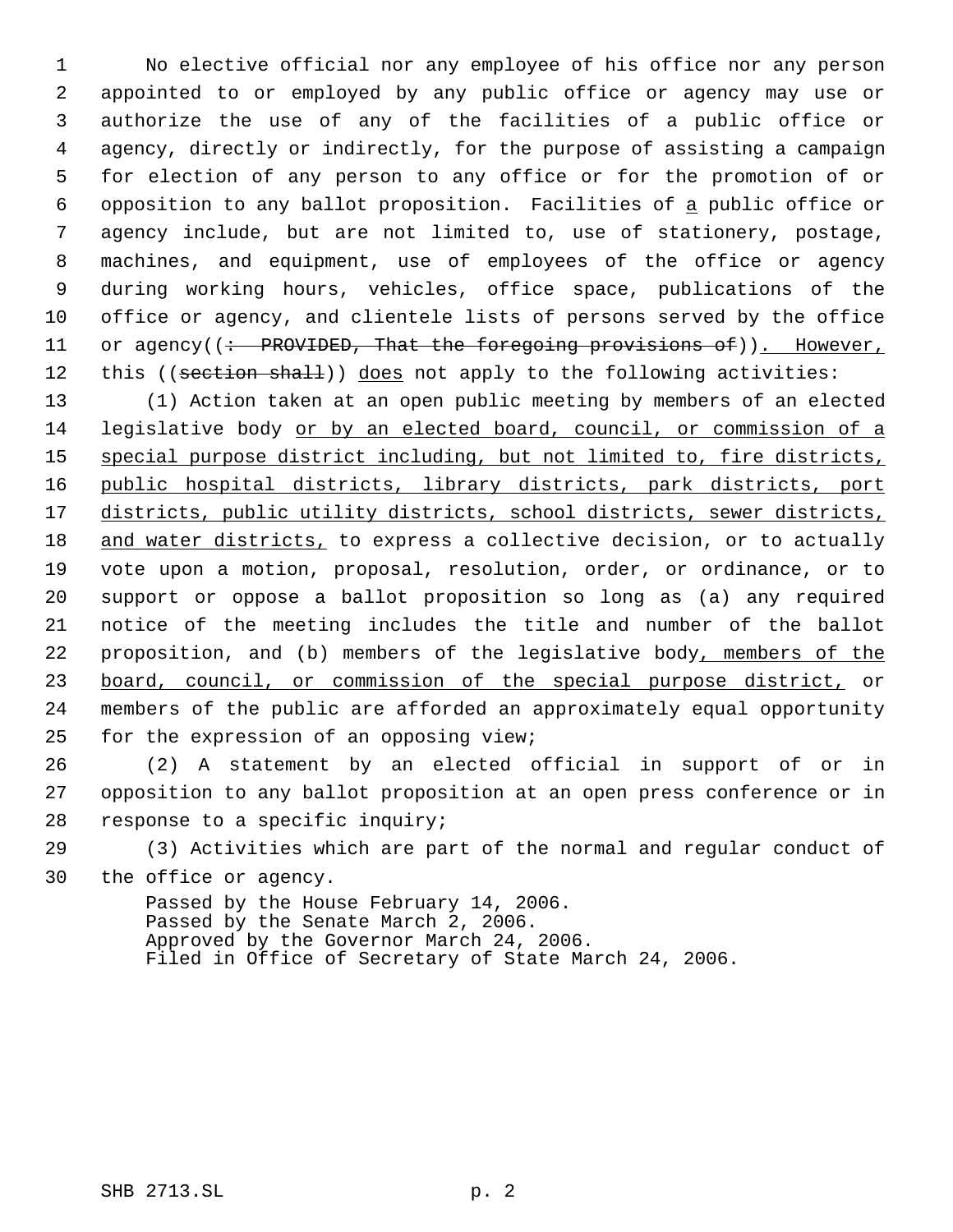No elective official nor any employee of his office nor any person appointed to or employed by any public office or agency may use or authorize the use of any of the facilities of a public office or agency, directly or indirectly, for the purpose of assisting a campaign for election of any person to any office or for the promotion of or opposition to any ballot proposition. Facilities of <u>a</u> public office or agency include, but are not limited to, use of stationery, postage, machines, and equipment, use of employees of the office or agency during working hours, vehicles, office space, publications of the office or agency, and clientele lists of persons served by the office or agency((~~: PROVIDED, That the foregoing provisions of~~))<u>. However,</u> this ((~~section shall~~)) <u>does</u> not apply to the following activities:

(1) Action taken at an open public meeting by members of an elected legislative body <u>or by an elected board, council, or commission of a special purpose district including, but not limited to, fire districts, public hospital districts, library districts, park districts, port districts, public utility districts, school districts, sewer districts, and water districts,</u> to express a collective decision, or to actually vote upon a motion, proposal, resolution, order, or ordinance, or to support or oppose a ballot proposition so long as (a) any required notice of the meeting includes the title and number of the ballot proposition, and (b) members of the legislative body<u>, members of the board, council, or commission of the special purpose district,</u> or members of the public are afforded an approximately equal opportunity for the expression of an opposing view;

(2) A statement by an elected official in support of or in opposition to any ballot proposition at an open press conference or in response to a specific inquiry;

(3) Activities which are part of the normal and regular conduct of the office or agency.

Passed by the House February 14, 2006.
Passed by the Senate March 2, 2006.
Approved by the Governor March 24, 2006.
Filed in Office of Secretary of State March 24, 2006.